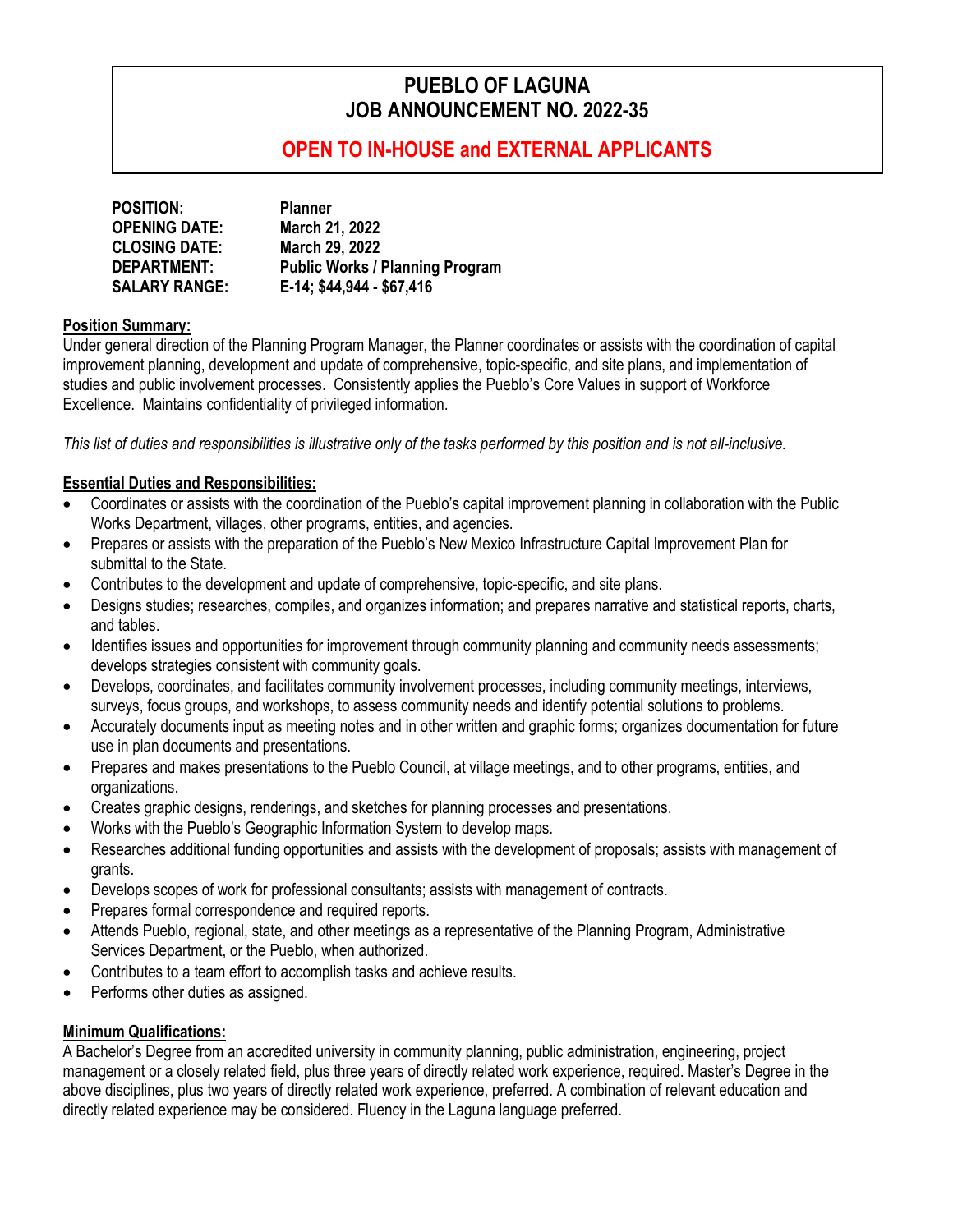# PUEBLO OF LAGUNA
# JOB ANNOUNCEMENT NO. 2022-35

## OPEN TO IN-HOUSE and EXTERNAL APPLICANTS

**POSITION:** Planner
**OPENING DATE:** March 21, 2022
**CLOSING DATE:** March 29, 2022
**DEPARTMENT:** Public Works / Planning Program
**SALARY RANGE:** E-14; $44,944 - $67,416

**Position Summary:**

Under general direction of the Planning Program Manager, the Planner coordinates or assists with the coordination of capital improvement planning, development and update of comprehensive, topic-specific, and site plans, and implementation of studies and public involvement processes. Consistently applies the Pueblo's Core Values in support of Workforce Excellence. Maintains confidentiality of privileged information.

*This list of duties and responsibilities is illustrative only of the tasks performed by this position and is not all-inclusive.*

**Essential Duties and Responsibilities:**

- Coordinates or assists with the coordination of the Pueblo's capital improvement planning in collaboration with the Public Works Department, villages, other programs, entities, and agencies.
- Prepares or assists with the preparation of the Pueblo's New Mexico Infrastructure Capital Improvement Plan for submittal to the State.
- Contributes to the development and update of comprehensive, topic-specific, and site plans.
- Designs studies; researches, compiles, and organizes information; and prepares narrative and statistical reports, charts, and tables.
- Identifies issues and opportunities for improvement through community planning and community needs assessments; develops strategies consistent with community goals.
- Develops, coordinates, and facilitates community involvement processes, including community meetings, interviews, surveys, focus groups, and workshops, to assess community needs and identify potential solutions to problems.
- Accurately documents input as meeting notes and in other written and graphic forms; organizes documentation for future use in plan documents and presentations.
- Prepares and makes presentations to the Pueblo Council, at village meetings, and to other programs, entities, and organizations.
- Creates graphic designs, renderings, and sketches for planning processes and presentations.
- Works with the Pueblo's Geographic Information System to develop maps.
- Researches additional funding opportunities and assists with the development of proposals; assists with management of grants.
- Develops scopes of work for professional consultants; assists with management of contracts.
- Prepares formal correspondence and required reports.
- Attends Pueblo, regional, state, and other meetings as a representative of the Planning Program, Administrative Services Department, or the Pueblo, when authorized.
- Contributes to a team effort to accomplish tasks and achieve results.
- Performs other duties as assigned.

**Minimum Qualifications:**

A Bachelor's Degree from an accredited university in community planning, public administration, engineering, project management or a closely related field, plus three years of directly related work experience, required. Master's Degree in the above disciplines, plus two years of directly related work experience, preferred. A combination of relevant education and directly related experience may be considered. Fluency in the Laguna language preferred.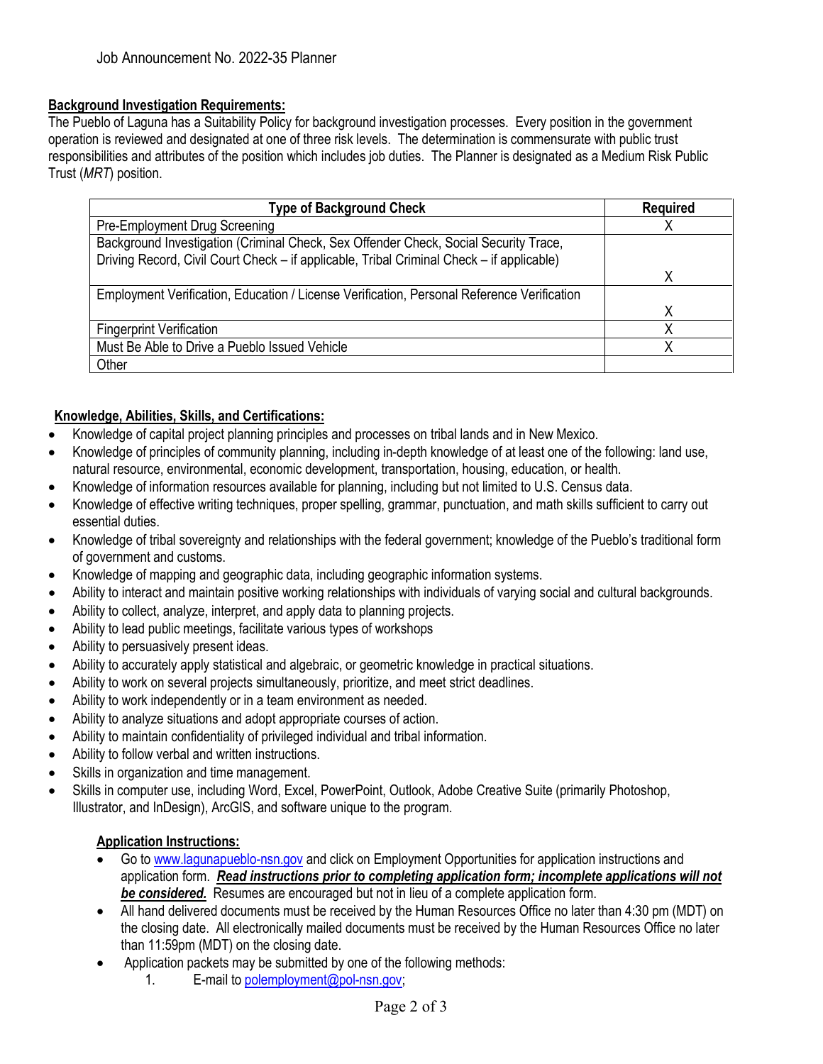Job Announcement No. 2022-35 Planner

**Background Investigation Requirements:**

The Pueblo of Laguna has a Suitability Policy for background investigation processes. Every position in the government operation is reviewed and designated at one of three risk levels. The determination is commensurate with public trust responsibilities and attributes of the position which includes job duties. The Planner is designated as a Medium Risk Public Trust (*MRT*) position.

| Type of Background Check | Required |
|---|---|
| Pre-Employment Drug Screening | X |
| Background Investigation (Criminal Check, Sex Offender Check, Social Security Trace, Driving Record, Civil Court Check – if applicable, Tribal Criminal Check – if applicable) | X |
| Employment Verification, Education / License Verification, Personal Reference Verification | X |
| Fingerprint Verification | X |
| Must Be Able to Drive a Pueblo Issued Vehicle | X |
| Other | |

**Knowledge, Abilities, Skills, and Certifications:**

- Knowledge of capital project planning principles and processes on tribal lands and in New Mexico.
- Knowledge of principles of community planning, including in-depth knowledge of at least one of the following: land use, natural resource, environmental, economic development, transportation, housing, education, or health.
- Knowledge of information resources available for planning, including but not limited to U.S. Census data.
- Knowledge of effective writing techniques, proper spelling, grammar, punctuation, and math skills sufficient to carry out essential duties.
- Knowledge of tribal sovereignty and relationships with the federal government; knowledge of the Pueblo's traditional form of government and customs.
- Knowledge of mapping and geographic data, including geographic information systems.
- Ability to interact and maintain positive working relationships with individuals of varying social and cultural backgrounds.
- Ability to collect, analyze, interpret, and apply data to planning projects.
- Ability to lead public meetings, facilitate various types of workshops
- Ability to persuasively present ideas.
- Ability to accurately apply statistical and algebraic, or geometric knowledge in practical situations.
- Ability to work on several projects simultaneously, prioritize, and meet strict deadlines.
- Ability to work independently or in a team environment as needed.
- Ability to analyze situations and adopt appropriate courses of action.
- Ability to maintain confidentiality of privileged individual and tribal information.
- Ability to follow verbal and written instructions.
- Skills in organization and time management.
- Skills in computer use, including Word, Excel, PowerPoint, Outlook, Adobe Creative Suite (primarily Photoshop, Illustrator, and InDesign), ArcGIS, and software unique to the program.

**Application Instructions:**

- Go to www.lagunapueblo-nsn.gov and click on Employment Opportunities for application instructions and application form. ***Read instructions prior to completing application form; incomplete applications will not be considered.*** Resumes are encouraged but not in lieu of a complete application form.
- All hand delivered documents must be received by the Human Resources Office no later than 4:30 pm (MDT) on the closing date. All electronically mailed documents must be received by the Human Resources Office no later than 11:59pm (MDT) on the closing date.
- Application packets may be submitted by one of the following methods:
    1. E-mail to polemployment@pol-nsn.gov;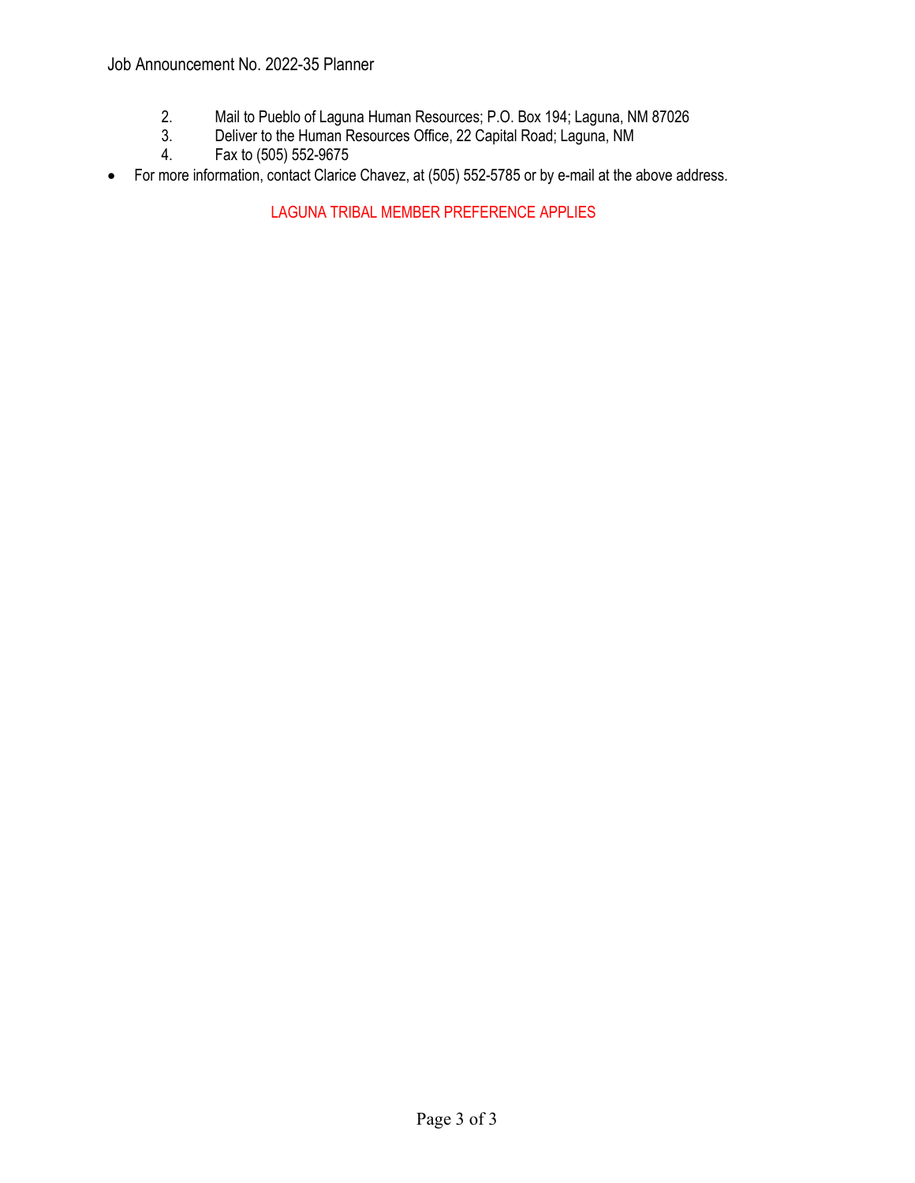2. Mail to Pueblo of Laguna Human Resources; P.O. Box 194; Laguna, NM 87026
3. Deliver to the Human Resources Office, 22 Capital Road; Laguna, NM
4. Fax to (505) 552-9675

- For more information, contact Clarice Chavez, at (505) 552-5785 or by e-mail at the above address.

LAGUNA TRIBAL MEMBER PREFERENCE APPLIES